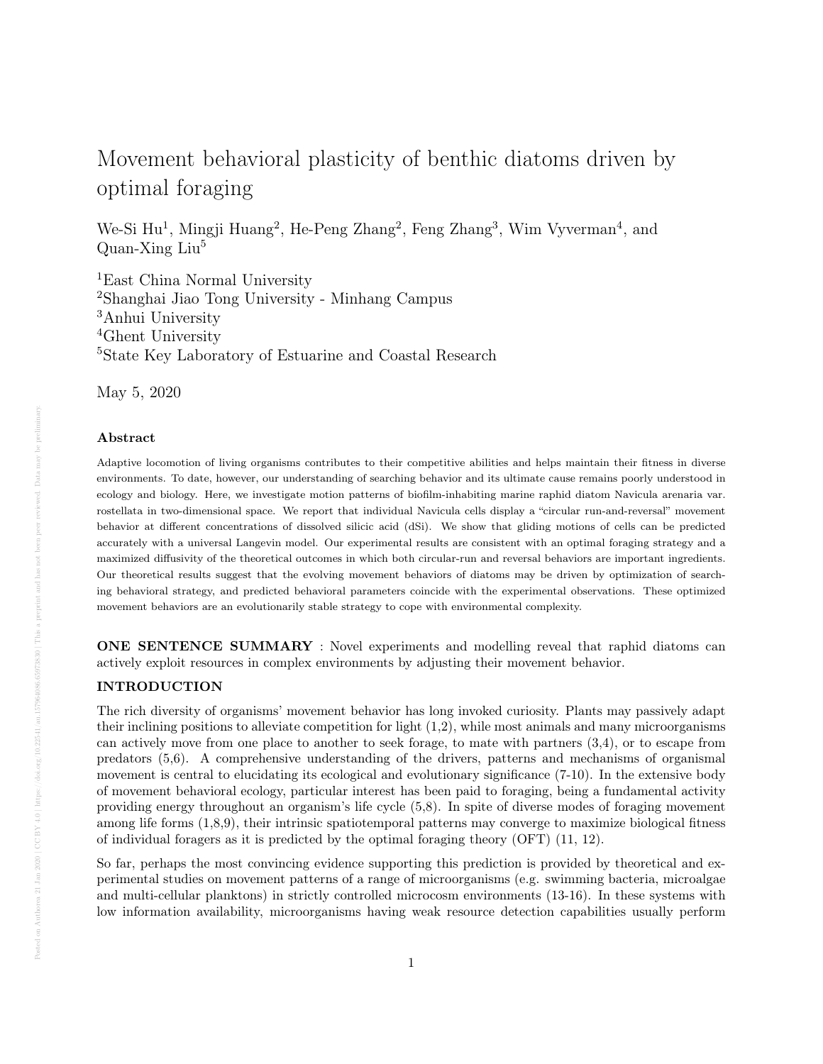# Movement behavioral plasticity of benthic diatoms driven by optimal foraging

We-Si Hu[1], Mingji Huang[2], He-Peng Zhang[2], Feng Zhang[3], Wim Vyverman[4], and Quan-Xing Liu[5]

[1]East China Normal University
[2]Shanghai Jiao Tong University - Minhang Campus
[3]Anhui University
[4]Ghent University
[5]State Key Laboratory of Estuarine and Coastal Research

May 5, 2020

## Abstract

Adaptive locomotion of living organisms contributes to their competitive abilities and helps maintain their fitness in diverse environments. To date, however, our understanding of searching behavior and its ultimate cause remains poorly understood in ecology and biology. Here, we investigate motion patterns of biofilm-inhabiting marine raphid diatom Navicula arenaria var. rostellata in two-dimensional space. We report that individual Navicula cells display a "circular run-and-reversal" movement behavior at different concentrations of dissolved silicic acid (dSi). We show that gliding motions of cells can be predicted accurately with a universal Langevin model. Our experimental results are consistent with an optimal foraging strategy and a maximized diffusivity of the theoretical outcomes in which both circular-run and reversal behaviors are important ingredients. Our theoretical results suggest that the evolving movement behaviors of diatoms may be driven by optimization of searching behavioral strategy, and predicted behavioral parameters coincide with the experimental observations. These optimized movement behaviors are an evolutionarily stable strategy to cope with environmental complexity.

**ONE SENTENCE SUMMARY** : Novel experiments and modelling reveal that raphid diatoms can actively exploit resources in complex environments by adjusting their movement behavior.

## INTRODUCTION

The rich diversity of organisms' movement behavior has long invoked curiosity. Plants may passively adapt their inclining positions to alleviate competition for light (1,2), while most animals and many microorganisms can actively move from one place to another to seek forage, to mate with partners (3,4), or to escape from predators (5,6). A comprehensive understanding of the drivers, patterns and mechanisms of organismal movement is central to elucidating its ecological and evolutionary significance (7-10). In the extensive body of movement behavioral ecology, particular interest has been paid to foraging, being a fundamental activity providing energy throughout an organism's life cycle (5,8). In spite of diverse modes of foraging movement among life forms (1,8,9), their intrinsic spatiotemporal patterns may converge to maximize biological fitness of individual foragers as it is predicted by the optimal foraging theory (OFT) (11, 12).

So far, perhaps the most convincing evidence supporting this prediction is provided by theoretical and experimental studies on movement patterns of a range of microorganisms (e.g. swimming bacteria, microalgae and multi-cellular planktons) in strictly controlled microcosm environments (13-16). In these systems with low information availability, microorganisms having weak resource detection capabilities usually perform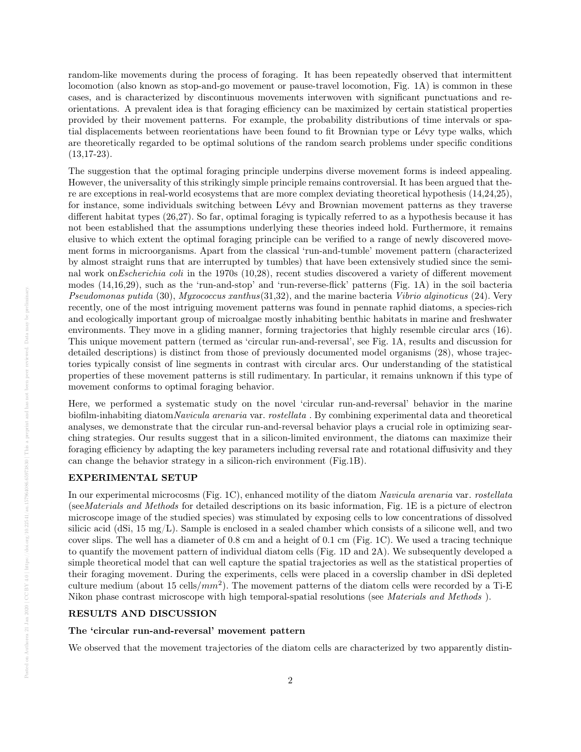random-like movements during the process of foraging. It has been repeatedly observed that intermittent locomotion (also known as stop-and-go movement or pause-travel locomotion, Fig. 1A) is common in these cases, and is characterized by discontinuous movements interwoven with significant punctuations and reorientations. A prevalent idea is that foraging efficiency can be maximized by certain statistical properties provided by their movement patterns. For example, the probability distributions of time intervals or spatial displacements between reorientations have been found to fit Brownian type or Lévy type walks, which are theoretically regarded to be optimal solutions of the random search problems under specific conditions (13,17-23).

The suggestion that the optimal foraging principle underpins diverse movement forms is indeed appealing. However, the universality of this strikingly simple principle remains controversial. It has been argued that there are exceptions in real-world ecosystems that are more complex deviating theoretical hypothesis (14,24,25), for instance, some individuals switching between Lévy and Brownian movement patterns as they traverse different habitat types (26,27). So far, optimal foraging is typically referred to as a hypothesis because it has not been established that the assumptions underlying these theories indeed hold. Furthermore, it remains elusive to which extent the optimal foraging principle can be verified to a range of newly discovered movement forms in microorganisms. Apart from the classical 'run-and-tumble' movement pattern (characterized by almost straight runs that are interrupted by tumbles) that have been extensively studied since the seminal work on*Escherichia coli* in the 1970s (10,28), recent studies discovered a variety of different movement modes (14,16,29), such as the 'run-and-stop' and 'run-reverse-flick' patterns (Fig. 1A) in the soil bacteria *Pseudomonas putida* (30), *Myxococcus xanthus*(31,32), and the marine bacteria *Vibrio alginoticus* (24). Very recently, one of the most intriguing movement patterns was found in pennate raphid diatoms, a species-rich and ecologically important group of microalgae mostly inhabiting benthic habitats in marine and freshwater environments. They move in a gliding manner, forming trajectories that highly resemble circular arcs (16). This unique movement pattern (termed as 'circular run-and-reversal', see Fig. 1A, results and discussion for detailed descriptions) is distinct from those of previously documented model organisms (28), whose trajectories typically consist of line segments in contrast with circular arcs. Our understanding of the statistical properties of these movement patterns is still rudimentary. In particular, it remains unknown if this type of movement conforms to optimal foraging behavior.

Here, we performed a systematic study on the novel 'circular run-and-reversal' behavior in the marine biofilm-inhabiting diatom*Navicula arenaria* var. *rostellata* . By combining experimental data and theoretical analyses, we demonstrate that the circular run-and-reversal behavior plays a crucial role in optimizing searching strategies. Our results suggest that in a silicon-limited environment, the diatoms can maximize their foraging efficiency by adapting the key parameters including reversal rate and rotational diffusivity and they can change the behavior strategy in a silicon-rich environment (Fig.1B).

## EXPERIMENTAL SETUP

In our experimental microcosms (Fig. 1C), enhanced motility of the diatom *Navicula arenaria* var. *rostellata* (see*Materials and Methods* for detailed descriptions on its basic information, Fig. 1E is a picture of electron microscope image of the studied species) was stimulated by exposing cells to low concentrations of dissolved silicic acid (dSi, 15 mg/L). Sample is enclosed in a sealed chamber which consists of a silicone well, and two cover slips. The well has a diameter of 0.8 cm and a height of 0.1 cm (Fig. 1C). We used a tracing technique to quantify the movement pattern of individual diatom cells (Fig. 1D and 2A). We subsequently developed a simple theoretical model that can well capture the spatial trajectories as well as the statistical properties of their foraging movement. During the experiments, cells were placed in a coverslip chamber in dSi depleted culture medium (about 15 cells/$mm^2$). The movement patterns of the diatom cells were recorded by a Ti-E Nikon phase contrast microscope with high temporal-spatial resolutions (see *Materials and Methods* ).

## RESULTS AND DISCUSSION

### The 'circular run-and-reversal' movement pattern

We observed that the movement trajectories of the diatom cells are characterized by two apparently distin-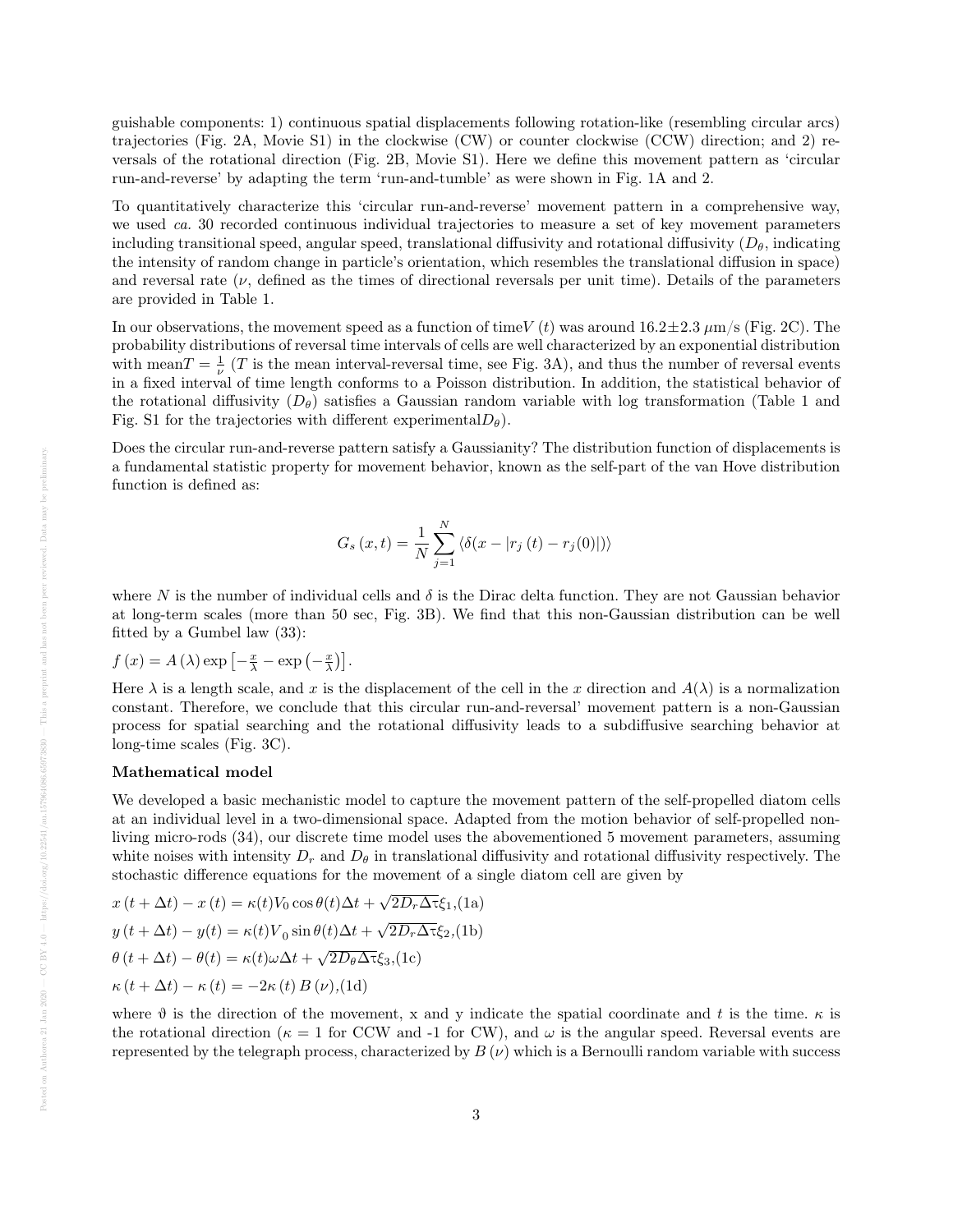guishable components: 1) continuous spatial displacements following rotation-like (resembling circular arcs) trajectories (Fig. 2A, Movie S1) in the clockwise (CW) or counter clockwise (CCW) direction; and 2) reversals of the rotational direction (Fig. 2B, Movie S1). Here we define this movement pattern as 'circular run-and-reverse' by adapting the term 'run-and-tumble' as were shown in Fig. 1A and 2.

To quantitatively characterize this 'circular run-and-reverse' movement pattern in a comprehensive way, we used *ca.* 30 recorded continuous individual trajectories to measure a set of key movement parameters including transitional speed, angular speed, translational diffusivity and rotational diffusivity ($D_\theta$, indicating the intensity of random change in particle's orientation, which resembles the translational diffusion in space) and reversal rate ($\nu$, defined as the times of directional reversals per unit time). Details of the parameters are provided in Table 1.

In our observations, the movement speed as a function of time$V(t)$ was around $16.2\pm2.3$ $\mu$m/s (Fig. 2C). The probability distributions of reversal time intervals of cells are well characterized by an exponential distribution with mean$T = \frac{1}{\nu}$ ($T$ is the mean interval-reversal time, see Fig. 3A), and thus the number of reversal events in a fixed interval of time length conforms to a Poisson distribution. In addition, the statistical behavior of the rotational diffusivity ($D_\theta$) satisfies a Gaussian random variable with log transformation (Table 1 and Fig. S1 for the trajectories with different experimental$D_\theta$).

Does the circular run-and-reverse pattern satisfy a Gaussianity? The distribution function of displacements is a fundamental statistic property for movement behavior, known as the self-part of the van Hove distribution function is defined as:

$$G_s(x,t) = \frac{1}{N}\sum_{j=1}^{N}\langle\delta(x - |r_j(t) - r_j(0)|)\rangle$$

where $N$ is the number of individual cells and $\delta$ is the Dirac delta function. They are not Gaussian behavior at long-term scales (more than 50 sec, Fig. 3B). We find that this non-Gaussian distribution can be well fitted by a Gumbel law (33):

$f(x) = A(\lambda)\exp\left[-\frac{x}{\lambda} - \exp\left(-\frac{x}{\lambda}\right)\right]$.

Here $\lambda$ is a length scale, and $x$ is the displacement of the cell in the $x$ direction and $A(\lambda)$ is a normalization constant. Therefore, we conclude that this circular run-and-reversal' movement pattern is a non-Gaussian process for spatial searching and the rotational diffusivity leads to a subdiffusive searching behavior at long-time scales (Fig. 3C).

**Mathematical model**

We developed a basic mechanistic model to capture the movement pattern of the self-propelled diatom cells at an individual level in a two-dimensional space. Adapted from the motion behavior of self-propelled non-living micro-rods (34), our discrete time model uses the abovementioned 5 movement parameters, assuming white noises with intensity $D_r$ and $D_\theta$ in translational diffusivity and rotational diffusivity respectively. The stochastic difference equations for the movement of a single diatom cell are given by

$x(t+\Delta t) - x(t) = \kappa(t)V_0\cos\theta(t)\Delta t + \sqrt{2D_r\Delta\tau}\xi_1$,(1a)

$y(t+\Delta t) - y(t) = \kappa(t)V_0\sin\theta(t)\Delta t + \sqrt{2D_r\Delta\tau}\xi_2$,(1b)

$\theta(t+\Delta t) - \theta(t) = \kappa(t)\omega\Delta t + \sqrt{2D_\theta\Delta\tau}\xi_3$,(1c)

$\kappa(t+\Delta t) - \kappa(t) = -2\kappa(t)B(\nu)$,(1d)

where $\vartheta$ is the direction of the movement, x and y indicate the spatial coordinate and $t$ is the time. $\kappa$ is the rotational direction ($\kappa = 1$ for CCW and -1 for CW), and $\omega$ is the angular speed. Reversal events are represented by the telegraph process, characterized by $B(\nu)$ which is a Bernoulli random variable with success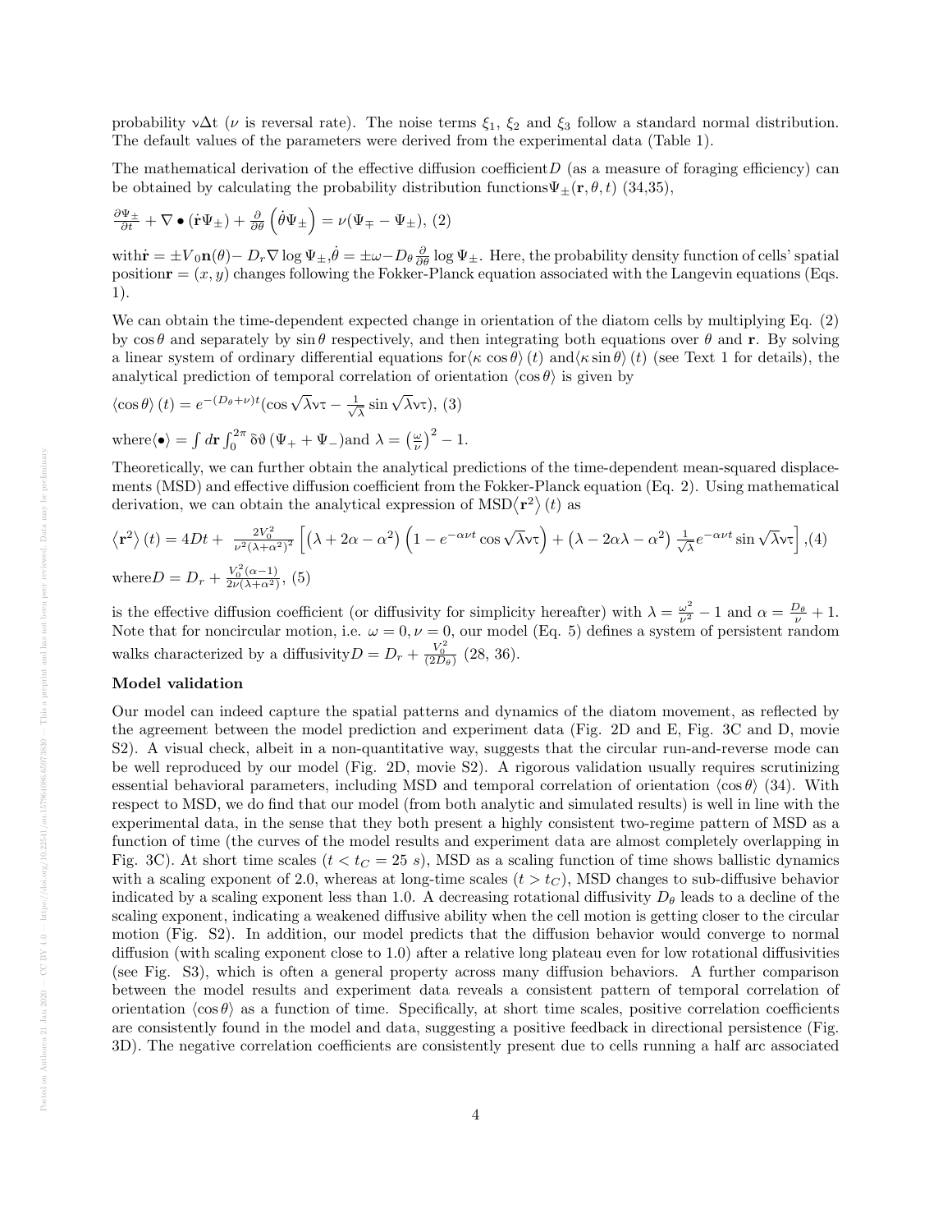probability $\nu\Delta t$ ($\nu$ is reversal rate). The noise terms $\xi_1$, $\xi_2$ and $\xi_3$ follow a standard normal distribution. The default values of the parameters were derived from the experimental data (Table 1).

The mathematical derivation of the effective diffusion coefficient $D$ (as a measure of foraging efficiency) can be obtained by calculating the probability distribution functions $\Psi_{\pm}(\mathbf{r}, \theta, t)$ (34,35),

$$\frac{\partial \Psi_{\pm}}{\partial t} + \nabla \bullet (\dot{\mathbf{r}} \Psi_{\pm}) + \frac{\partial}{\partial \theta}\left(\dot{\theta} \Psi_{\pm}\right) = \nu(\Psi_{\mp} - \Psi_{\pm}), \quad (2)$$

with $\dot{\mathbf{r}} = \pm V_0 \mathbf{n}(\theta) - D_r \nabla \log \Psi_{\pm}$, $\dot{\theta} = \pm\omega - D_\theta \frac{\partial}{\partial \theta} \log \Psi_{\pm}$. Here, the probability density function of cells' spatial position $\mathbf{r} = (x, y)$ changes following the Fokker-Planck equation associated with the Langevin equations (Eqs. 1).

We can obtain the time-dependent expected change in orientation of the diatom cells by multiplying Eq. (2) by $\cos\theta$ and separately by $\sin\theta$ respectively, and then integrating both equations over $\theta$ and $\mathbf{r}$. By solving a linear system of ordinary differential equations for $\langle \kappa \cos\theta \rangle (t)$ and $\langle \kappa \sin\theta \rangle (t)$ (see Text 1 for details), the analytical prediction of temporal correlation of orientation $\langle \cos\theta \rangle$ is given by

$$\langle \cos\theta \rangle (t) = e^{-(D_\theta + \nu)t}(\cos\sqrt{\lambda}\nu\tau - \frac{1}{\sqrt{\lambda}}\sin\sqrt{\lambda}\nu\tau), \quad (3)$$

where $\langle \bullet \rangle = \int d\mathbf{r} \int_0^{2\pi} \delta\vartheta \, (\Psi_+ + \Psi_-)$ and $\lambda = \left(\frac{\omega}{\nu}\right)^2 - 1$.

Theoretically, we can further obtain the analytical predictions of the time-dependent mean-squared displacements (MSD) and effective diffusion coefficient from the Fokker-Planck equation (Eq. 2). Using mathematical derivation, we can obtain the analytical expression of MSD $\langle \mathbf{r}^2 \rangle (t)$ as

$$\langle \mathbf{r}^2 \rangle (t) = 4Dt + \frac{2V_0^2}{\nu^2(\lambda + \alpha^2)^2}\left[\left(\lambda + 2\alpha - \alpha^2\right)\left(1 - e^{-\alpha\nu t}\cos\sqrt{\lambda}\nu\tau\right) + \left(\lambda - 2\alpha\lambda - \alpha^2\right)\frac{1}{\sqrt{\lambda}}e^{-\alpha\nu t}\sin\sqrt{\lambda}\nu\tau\right], \quad (4)$$

where $D = D_r + \frac{V_0^2(\alpha - 1)}{2\nu(\lambda + \alpha^2)}$, (5)

is the effective diffusion coefficient (or diffusivity for simplicity hereafter) with $\lambda = \frac{\omega^2}{\nu^2} - 1$ and $\alpha = \frac{D_\theta}{\nu} + 1$. Note that for noncircular motion, i.e. $\omega = 0, \nu = 0$, our model (Eq. 5) defines a system of persistent random walks characterized by a diffusivity $D = D_r + \frac{V_0^2}{(2D_\theta)}$ (28, 36).

**Model validation**

Our model can indeed capture the spatial patterns and dynamics of the diatom movement, as reflected by the agreement between the model prediction and experiment data (Fig. 2D and E, Fig. 3C and D, movie S2). A visual check, albeit in a non-quantitative way, suggests that the circular run-and-reverse mode can be well reproduced by our model (Fig. 2D, movie S2). A rigorous validation usually requires scrutinizing essential behavioral parameters, including MSD and temporal correlation of orientation $\langle \cos\theta \rangle$ (34). With respect to MSD, we do find that our model (from both analytic and simulated results) is well in line with the experimental data, in the sense that they both present a highly consistent two-regime pattern of MSD as a function of time (the curves of the model results and experiment data are almost completely overlapping in Fig. 3C). At short time scales ($t < t_C = 25$ $s$), MSD as a scaling function of time shows ballistic dynamics with a scaling exponent of 2.0, whereas at long-time scales ($t > t_C$), MSD changes to sub-diffusive behavior indicated by a scaling exponent less than 1.0. A decreasing rotational diffusivity $D_\theta$ leads to a decline of the scaling exponent, indicating a weakened diffusive ability when the cell motion is getting closer to the circular motion (Fig. S2). In addition, our model predicts that the diffusion behavior would converge to normal diffusion (with scaling exponent close to 1.0) after a relative long plateau even for low rotational diffusivities (see Fig. S3), which is often a general property across many diffusion behaviors. A further comparison between the model results and experiment data reveals a consistent pattern of temporal correlation of orientation $\langle \cos\theta \rangle$ as a function of time. Specifically, at short time scales, positive correlation coefficients are consistently found in the model and data, suggesting a positive feedback in directional persistence (Fig. 3D). The negative correlation coefficients are consistently present due to cells running a half arc associated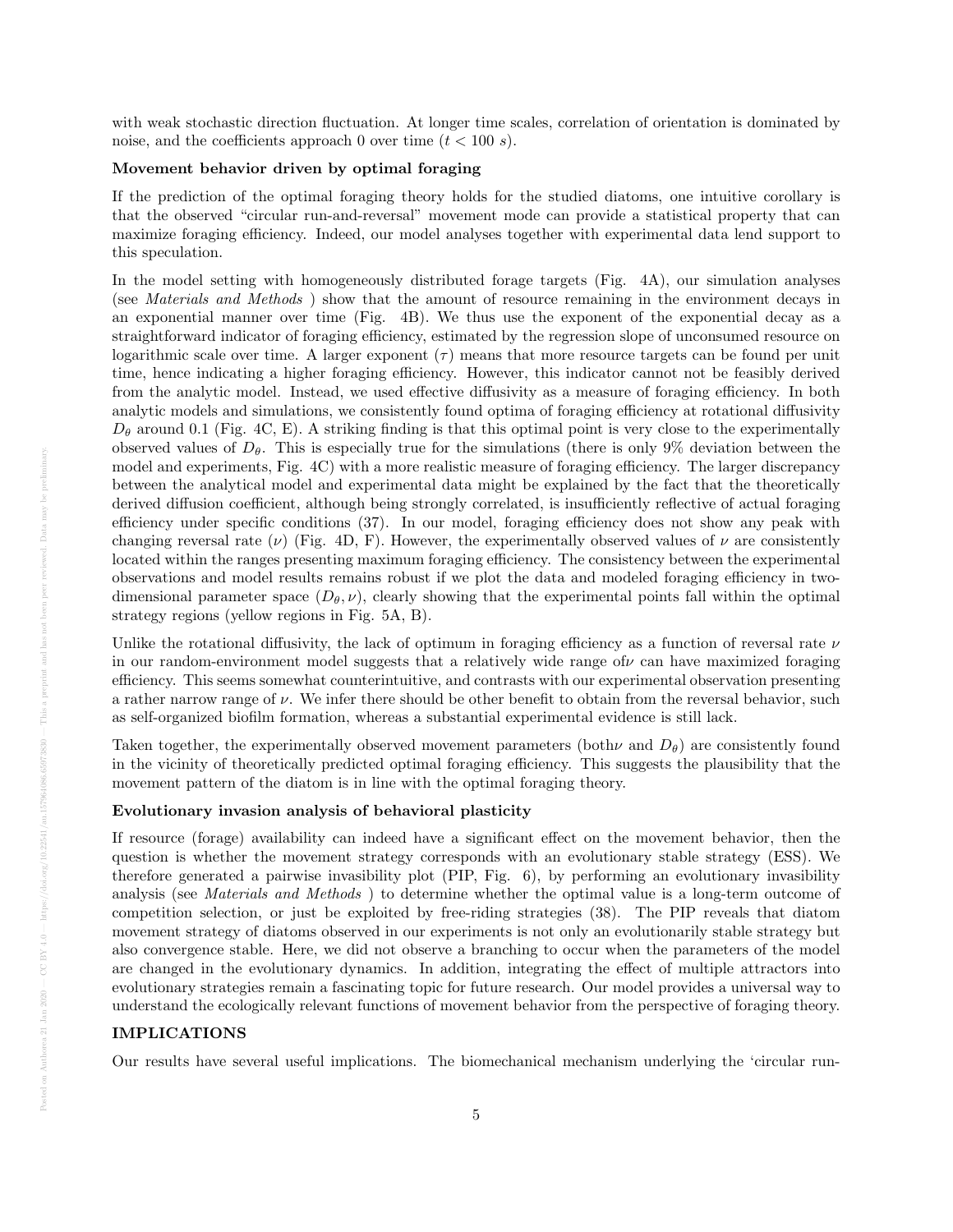with weak stochastic direction fluctuation. At longer time scales, correlation of orientation is dominated by noise, and the coefficients approach 0 over time ($t < 100$ $s$).

**Movement behavior driven by optimal foraging**

If the prediction of the optimal foraging theory holds for the studied diatoms, one intuitive corollary is that the observed "circular run-and-reversal" movement mode can provide a statistical property that can maximize foraging efficiency. Indeed, our model analyses together with experimental data lend support to this speculation.

In the model setting with homogeneously distributed forage targets (Fig. 4A), our simulation analyses (see *Materials and Methods* ) show that the amount of resource remaining in the environment decays in an exponential manner over time (Fig. 4B). We thus use the exponent of the exponential decay as a straightforward indicator of foraging efficiency, estimated by the regression slope of unconsumed resource on logarithmic scale over time. A larger exponent ($\tau$) means that more resource targets can be found per unit time, hence indicating a higher foraging efficiency. However, this indicator cannot not be feasibly derived from the analytic model. Instead, we used effective diffusivity as a measure of foraging efficiency. In both analytic models and simulations, we consistently found optima of foraging efficiency at rotational diffusivity $D_\theta$ around 0.1 (Fig. 4C, E). A striking finding is that this optimal point is very close to the experimentally observed values of $D_\theta$. This is especially true for the simulations (there is only 9% deviation between the model and experiments, Fig. 4C) with a more realistic measure of foraging efficiency. The larger discrepancy between the analytical model and experimental data might be explained by the fact that the theoretically derived diffusion coefficient, although being strongly correlated, is insufficiently reflective of actual foraging efficiency under specific conditions (37). In our model, foraging efficiency does not show any peak with changing reversal rate ($\nu$) (Fig. 4D, F). However, the experimentally observed values of $\nu$ are consistently located within the ranges presenting maximum foraging efficiency. The consistency between the experimental observations and model results remains robust if we plot the data and modeled foraging efficiency in two-dimensional parameter space ($D_\theta, \nu$), clearly showing that the experimental points fall within the optimal strategy regions (yellow regions in Fig. 5A, B).

Unlike the rotational diffusivity, the lack of optimum in foraging efficiency as a function of reversal rate $\nu$ in our random-environment model suggests that a relatively wide range of$\nu$ can have maximized foraging efficiency. This seems somewhat counterintuitive, and contrasts with our experimental observation presenting a rather narrow range of $\nu$. We infer there should be other benefit to obtain from the reversal behavior, such as self-organized biofilm formation, whereas a substantial experimental evidence is still lack.

Taken together, the experimentally observed movement parameters (both$\nu$ and $D_\theta$) are consistently found in the vicinity of theoretically predicted optimal foraging efficiency. This suggests the plausibility that the movement pattern of the diatom is in line with the optimal foraging theory.

**Evolutionary invasion analysis of behavioral plasticity**

If resource (forage) availability can indeed have a significant effect on the movement behavior, then the question is whether the movement strategy corresponds with an evolutionary stable strategy (ESS). We therefore generated a pairwise invasibility plot (PIP, Fig. 6), by performing an evolutionary invasibility analysis (see *Materials and Methods* ) to determine whether the optimal value is a long-term outcome of competition selection, or just be exploited by free-riding strategies (38). The PIP reveals that diatom movement strategy of diatoms observed in our experiments is not only an evolutionarily stable strategy but also convergence stable. Here, we did not observe a branching to occur when the parameters of the model are changed in the evolutionary dynamics. In addition, integrating the effect of multiple attractors into evolutionary strategies remain a fascinating topic for future research. Our model provides a universal way to understand the ecologically relevant functions of movement behavior from the perspective of foraging theory.

## IMPLICATIONS

Our results have several useful implications. The biomechanical mechanism underlying the 'circular run-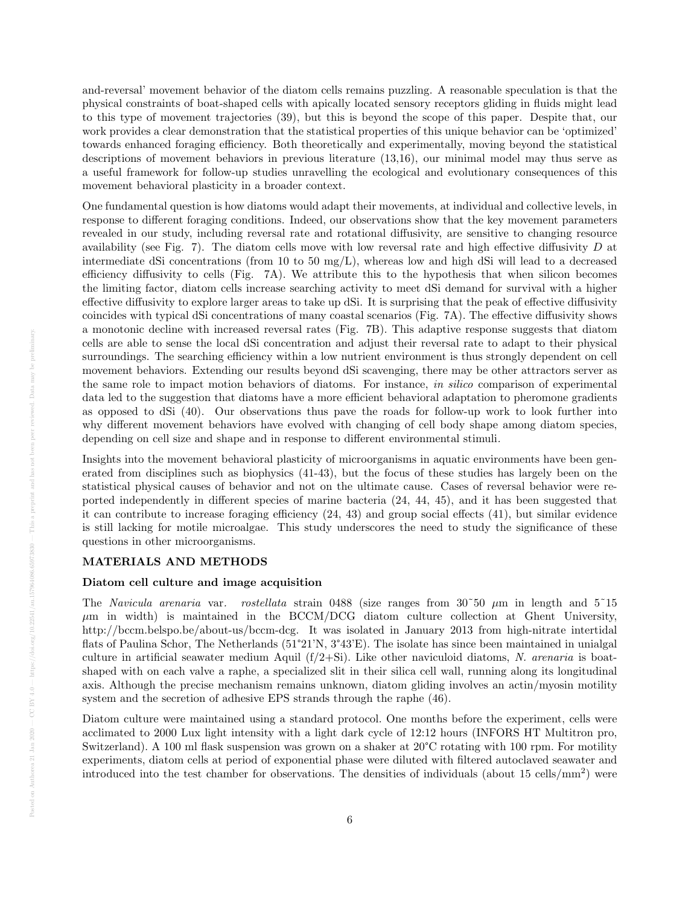and-reversal' movement behavior of the diatom cells remains puzzling. A reasonable speculation is that the physical constraints of boat-shaped cells with apically located sensory receptors gliding in fluids might lead to this type of movement trajectories (39), but this is beyond the scope of this paper. Despite that, our work provides a clear demonstration that the statistical properties of this unique behavior can be 'optimized' towards enhanced foraging efficiency. Both theoretically and experimentally, moving beyond the statistical descriptions of movement behaviors in previous literature (13,16), our minimal model may thus serve as a useful framework for follow-up studies unravelling the ecological and evolutionary consequences of this movement behavioral plasticity in a broader context.

One fundamental question is how diatoms would adapt their movements, at individual and collective levels, in response to different foraging conditions. Indeed, our observations show that the key movement parameters revealed in our study, including reversal rate and rotational diffusivity, are sensitive to changing resource availability (see Fig. 7). The diatom cells move with low reversal rate and high effective diffusivity $D$ at intermediate dSi concentrations (from 10 to 50 mg/L), whereas low and high dSi will lead to a decreased efficiency diffusivity to cells (Fig. 7A). We attribute this to the hypothesis that when silicon becomes the limiting factor, diatom cells increase searching activity to meet dSi demand for survival with a higher effective diffusivity to explore larger areas to take up dSi. It is surprising that the peak of effective diffusivity coincides with typical dSi concentrations of many coastal scenarios (Fig. 7A). The effective diffusivity shows a monotonic decline with increased reversal rates (Fig. 7B). This adaptive response suggests that diatom cells are able to sense the local dSi concentration and adjust their reversal rate to adapt to their physical surroundings. The searching efficiency within a low nutrient environment is thus strongly dependent on cell movement behaviors. Extending our results beyond dSi scavenging, there may be other attractors server as the same role to impact motion behaviors of diatoms. For instance, *in silico* comparison of experimental data led to the suggestion that diatoms have a more efficient behavioral adaptation to pheromone gradients as opposed to dSi (40). Our observations thus pave the roads for follow-up work to look further into why different movement behaviors have evolved with changing of cell body shape among diatom species, depending on cell size and shape and in response to different environmental stimuli.

Insights into the movement behavioral plasticity of microorganisms in aquatic environments have been generated from disciplines such as biophysics (41-43), but the focus of these studies has largely been on the statistical physical causes of behavior and not on the ultimate cause. Cases of reversal behavior were reported independently in different species of marine bacteria (24, 44, 45), and it has been suggested that it can contribute to increase foraging efficiency (24, 43) and group social effects (41), but similar evidence is still lacking for motile microalgae. This study underscores the need to study the significance of these questions in other microorganisms.

## MATERIALS AND METHODS

### Diatom cell culture and image acquisition

The *Navicula arenaria* var. *rostellata* strain 0488 (size ranges from 30~50 $\mu$m in length and 5~15 $\mu$m in width) is maintained in the BCCM/DCG diatom culture collection at Ghent University, http://bccm.belspo.be/about-us/bccm-dcg. It was isolated in January 2013 from high-nitrate intertidal flats of Paulina Schor, The Netherlands (51°21'N, 3°43'E). The isolate has since been maintained in unialgal culture in artificial seawater medium Aquil (f/2+Si). Like other naviculoid diatoms, *N. arenaria* is boat-shaped with on each valve a raphe, a specialized slit in their silica cell wall, running along its longitudinal axis. Although the precise mechanism remains unknown, diatom gliding involves an actin/myosin motility system and the secretion of adhesive EPS strands through the raphe (46).

Diatom culture were maintained using a standard protocol. One months before the experiment, cells were acclimated to 2000 Lux light intensity with a light dark cycle of 12:12 hours (INFORS HT Multitron pro, Switzerland). A 100 ml flask suspension was grown on a shaker at 20°C rotating with 100 rpm. For motility experiments, diatom cells at period of exponential phase were diluted with filtered autoclaved seawater and introduced into the test chamber for observations. The densities of individuals (about 15 cells/mm$^2$) were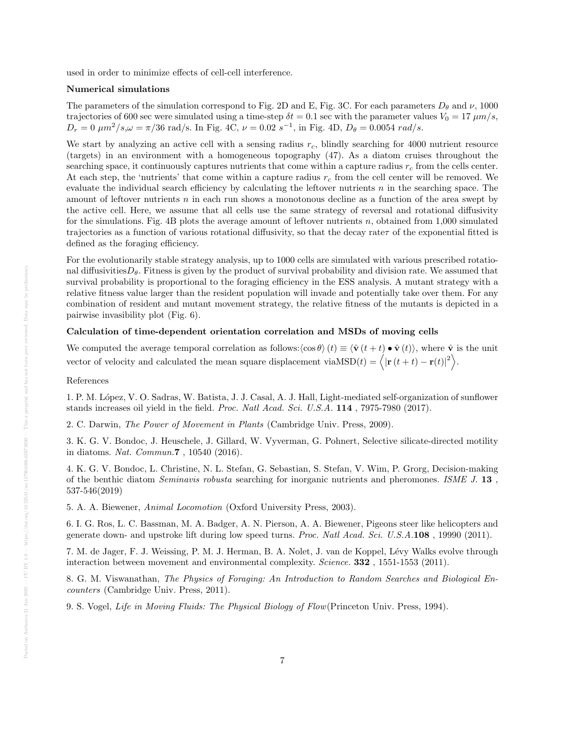used in order to minimize effects of cell-cell interference.

**Numerical simulations**

The parameters of the simulation correspond to Fig. 2D and E, Fig. 3C. For each parameters $D_\theta$ and $\nu$, 1000 trajectories of 600 sec were simulated using a time-step $\delta t = 0.1$ sec with the parameter values $V_0 = 17\ \mu m/s$, $D_r = 0\ \mu m^2/s$,$\omega = \pi/36$ rad/s. In Fig. 4C, $\nu = 0.02\ s^{-1}$, in Fig. 4D, $D_\theta = 0.0054\ rad/s$.

We start by analyzing an active cell with a sensing radius $r_c$, blindly searching for 4000 nutrient resource (targets) in an environment with a homogeneous topography (47). As a diatom cruises throughout the searching space, it continuously captures nutrients that come within a capture radius $r_c$ from the cells center. At each step, the 'nutrients' that come within a capture radius $r_c$ from the cell center will be removed. We evaluate the individual search efficiency by calculating the leftover nutrients $n$ in the searching space. The amount of leftover nutrients $n$ in each run shows a monotonous decline as a function of the area swept by the active cell. Here, we assume that all cells use the same strategy of reversal and rotational diffusivity for the simulations. Fig. 4B plots the average amount of leftover nutrients $n$, obtained from 1,000 simulated trajectories as a function of various rotational diffusivity, so that the decay rate$\tau$ of the exponential fitted is defined as the foraging efficiency.

For the evolutionarily stable strategy analysis, up to 1000 cells are simulated with various prescribed rotational diffusivities$D_\theta$. Fitness is given by the product of survival probability and division rate. We assumed that survival probability is proportional to the foraging efficiency in the ESS analysis. A mutant strategy with a relative fitness value larger than the resident population will invade and potentially take over them. For any combination of resident and mutant movement strategy, the relative fitness of the mutants is depicted in a pairwise invasibility plot (Fig. 6).

**Calculation of time-dependent orientation correlation and MSDs of moving cells**

We computed the average temporal correlation as follows:$\langle \cos\theta \rangle (t) \equiv \langle \hat{\mathbf{v}}(t+t) \bullet \hat{\mathbf{v}}(t) \rangle$, where $\hat{\mathbf{v}}$ is the unit vector of velocity and calculated the mean square displacement via$\mathrm{MSD}(t) = \left\langle \left| \mathbf{r}(t+t) - \mathbf{r}(t) \right|^2 \right\rangle$.

References

1. P. M. López, V. O. Sadras, W. Batista, J. J. Casal, A. J. Hall, Light-mediated self-organization of sunflower stands increases oil yield in the field. *Proc. Natl Acad. Sci. U.S.A.* **114** , 7975-7980 (2017).

2. C. Darwin, *The Power of Movement in Plants* (Cambridge Univ. Press, 2009).

3. K. G. V. Bondoc, J. Heuschele, J. Gillard, W. Vyverman, G. Pohnert, Selective silicate-directed motility in diatoms. *Nat. Commun.***7** , 10540 (2016).

4. K. G. V. Bondoc, L. Christine, N. L. Stefan, G. Sebastian, S. Stefan, V. Wim, P. Grorg, Decision-making of the benthic diatom *Seminavis robusta* searching for inorganic nutrients and pheromones. *ISME J.* **13** , 537-546(2019)

5. A. A. Biewener, *Animal Locomotion* (Oxford University Press, 2003).

6. I. G. Ros, L. C. Bassman, M. A. Badger, A. N. Pierson, A. A. Biewener, Pigeons steer like helicopters and generate down- and upstroke lift during low speed turns. *Proc. Natl Acad. Sci. U.S.A.***108** , 19990 (2011).

7. M. de Jager, F. J. Weissing, P. M. J. Herman, B. A. Nolet, J. van de Koppel, Lévy Walks evolve through interaction between movement and environmental complexity. *Science.* **332** , 1551-1553 (2011).

8. G. M. Viswanathan, *The Physics of Foraging: An Introduction to Random Searches and Biological Encounters* (Cambridge Univ. Press, 2011).

9. S. Vogel, *Life in Moving Fluids: The Physical Biology of Flow*(Princeton Univ. Press, 1994).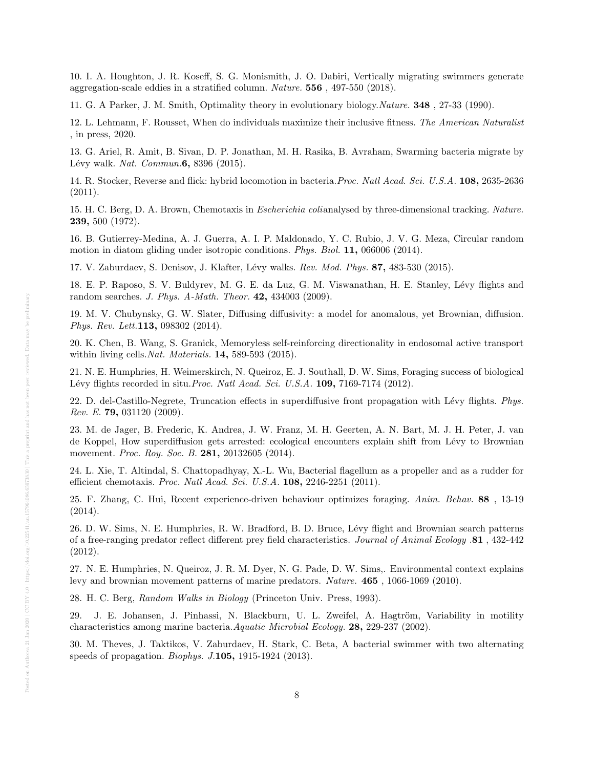10. I. A. Houghton, J. R. Koseff, S. G. Monismith, J. O. Dabiri, Vertically migrating swimmers generate aggregation-scale eddies in a stratified column. *Nature.* **556** , 497-550 (2018).

11. G. A Parker, J. M. Smith, Optimality theory in evolutionary biology.*Nature.* **348** , 27-33 (1990).

12. L. Lehmann, F. Rousset, When do individuals maximize their inclusive fitness. *The American Naturalist* , in press, 2020.

13. G. Ariel, R. Amit, B. Sivan, D. P. Jonathan, M. H. Rasika, B. Avraham, Swarming bacteria migrate by Lévy walk. *Nat. Commun.***6,** 8396 (2015).

14. R. Stocker, Reverse and flick: hybrid locomotion in bacteria.*Proc. Natl Acad. Sci. U.S.A.* **108,** 2635-2636 (2011).

15. H. C. Berg, D. A. Brown, Chemotaxis in *Escherichia coli*analysed by three-dimensional tracking. *Nature.* **239,** 500 (1972).

16. B. Gutierrey-Medina, A. J. Guerra, A. I. P. Maldonado, Y. C. Rubio, J. V. G. Meza, Circular random motion in diatom gliding under isotropic conditions. *Phys. Biol.* **11,** 066006 (2014).

17. V. Zaburdaev, S. Denisov, J. Klafter, Lévy walks. *Rev. Mod. Phys.* **87,** 483-530 (2015).

18. E. P. Raposo, S. V. Buldyrev, M. G. E. da Luz, G. M. Viswanathan, H. E. Stanley, Lévy flights and random searches. *J. Phys. A-Math. Theor.* **42,** 434003 (2009).

19. M. V. Chubynsky, G. W. Slater, Diffusing diffusivity: a model for anomalous, yet Brownian, diffusion. *Phys. Rev. Lett.***113,** 098302 (2014).

20. K. Chen, B. Wang, S. Granick, Memoryless self-reinforcing directionality in endosomal active transport within living cells.*Nat. Materials.* **14,** 589-593 (2015).

21. N. E. Humphries, H. Weimerskirch, N. Queiroz, E. J. Southall, D. W. Sims, Foraging success of biological Lévy flights recorded in situ.*Proc. Natl Acad. Sci. U.S.A.* **109,** 7169-7174 (2012).

22. D. del-Castillo-Negrete, Truncation effects in superdiffusive front propagation with Lévy flights. *Phys. Rev. E.* **79,** 031120 (2009).

23. M. de Jager, B. Frederic, K. Andrea, J. W. Franz, M. H. Geerten, A. N. Bart, M. J. H. Peter, J. van de Koppel, How superdiffusion gets arrested: ecological encounters explain shift from Lévy to Brownian movement. *Proc. Roy. Soc. B.* **281,** 20132605 (2014).

24. L. Xie, T. Altindal, S. Chattopadhyay, X.-L. Wu, Bacterial flagellum as a propeller and as a rudder for efficient chemotaxis. *Proc. Natl Acad. Sci. U.S.A.* **108,** 2246-2251 (2011).

25. F. Zhang, C. Hui, Recent experience-driven behaviour optimizes foraging. *Anim. Behav.* **88** , 13-19 (2014).

26. D. W. Sims, N. E. Humphries, R. W. Bradford, B. D. Bruce, Lévy flight and Brownian search patterns of a free-ranging predator reflect different prey field characteristics. *Journal of Animal Ecology* .**81** , 432-442 (2012).

27. N. E. Humphries, N. Queiroz, J. R. M. Dyer, N. G. Pade, D. W. Sims,. Environmental context explains levy and brownian movement patterns of marine predators. *Nature.* **465** , 1066-1069 (2010).

28. H. C. Berg, *Random Walks in Biology* (Princeton Univ. Press, 1993).

29. J. E. Johansen, J. Pinhassi, N. Blackburn, U. L. Zweifel, A. Hagtröm, Variability in motility characteristics among marine bacteria.*Aquatic Microbial Ecology.* **28,** 229-237 (2002).

30. M. Theves, J. Taktikos, V. Zaburdaev, H. Stark, C. Beta, A bacterial swimmer with two alternating speeds of propagation. *Biophys. J.***105,** 1915-1924 (2013).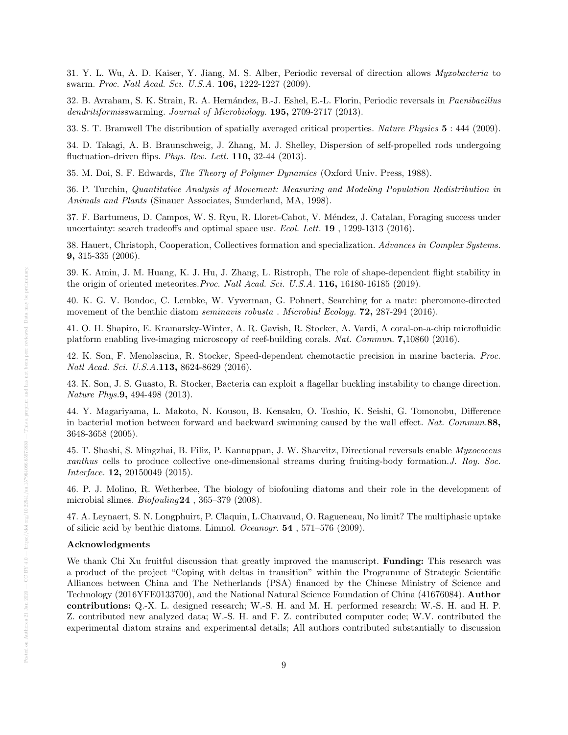31. Y. L. Wu, A. D. Kaiser, Y. Jiang, M. S. Alber, Periodic reversal of direction allows *Myxobacteria* to swarm. *Proc. Natl Acad. Sci. U.S.A.* **106,** 1222-1227 (2009).

32. B. Avraham, S. K. Strain, R. A. Hernández, B.-J. Eshel, E.-L. Florin, Periodic reversals in *Paenibacillus dendritiformis*swarming. *Journal of Microbiology.* **195,** 2709-2717 (2013).

33. S. T. Bramwell The distribution of spatially averaged critical properties. *Nature Physics* **5** : 444 (2009).

34. D. Takagi, A. B. Braunschweig, J. Zhang, M. J. Shelley, Dispersion of self-propelled rods undergoing fluctuation-driven flips. *Phys. Rev. Lett.* **110,** 32-44 (2013).

35. M. Doi, S. F. Edwards, *The Theory of Polymer Dynamics* (Oxford Univ. Press, 1988).

36. P. Turchin, *Quantitative Analysis of Movement: Measuring and Modeling Population Redistribution in Animals and Plants* (Sinauer Associates, Sunderland, MA, 1998).

37. F. Bartumeus, D. Campos, W. S. Ryu, R. Lloret-Cabot, V. Méndez, J. Catalan, Foraging success under uncertainty: search tradeoffs and optimal space use. *Ecol. Lett.* **19** , 1299-1313 (2016).

38. Hauert, Christoph, Cooperation, Collectives formation and specialization. *Advances in Complex Systems.* **9,** 315-335 (2006).

39. K. Amin, J. M. Huang, K. J. Hu, J. Zhang, L. Ristroph, The role of shape-dependent flight stability in the origin of oriented meteorites.*Proc. Natl Acad. Sci. U.S.A.* **116,** 16180-16185 (2019).

40. K. G. V. Bondoc, C. Lembke, W. Vyverman, G. Pohnert, Searching for a mate: pheromone-directed movement of the benthic diatom *seminavis robusta* . *Microbial Ecology.* **72,** 287-294 (2016).

41. O. H. Shapiro, E. Kramarsky-Winter, A. R. Gavish, R. Stocker, A. Vardi, A coral-on-a-chip microfluidic platform enabling live-imaging microscopy of reef-building corals. *Nat. Commun.* **7,**10860 (2016).

42. K. Son, F. Menolascina, R. Stocker, Speed-dependent chemotactic precision in marine bacteria. *Proc. Natl Acad. Sci. U.S.A.***113,** 8624-8629 (2016).

43. K. Son, J. S. Guasto, R. Stocker, Bacteria can exploit a flagellar buckling instability to change direction. *Nature Phys.***9,** 494-498 (2013).

44. Y. Magariyama, L. Makoto, N. Kousou, B. Kensaku, O. Toshio, K. Seishi, G. Tomonobu, Difference in bacterial motion between forward and backward swimming caused by the wall effect. *Nat. Commun.***88,** 3648-3658 (2005).

45. T. Shashi, S. Mingzhai, B. Filiz, P. Kannappan, J. W. Shaevitz, Directional reversals enable *Myxococcus xanthus* cells to produce collective one-dimensional streams during fruiting-body formation.*J. Roy. Soc. Interface.* **12,** 20150049 (2015).

46. P. J. Molino, R. Wetherbee, The biology of biofouling diatoms and their role in the development of microbial slimes. *Biofouling***24** , 365–379 (2008).

47. A. Leynaert, S. N. Longphuirt, P. Claquin, L.Chauvaud, O. Ragueneau, No limit? The multiphasic uptake of silicic acid by benthic diatoms. Limnol. *Oceanogr.* **54** , 571–576 (2009).

### Acknowledgments

We thank Chi Xu fruitful discussion that greatly improved the manuscript. **Funding:** This research was a product of the project "Coping with deltas in transition" within the Programme of Strategic Scientific Alliances between China and The Netherlands (PSA) financed by the Chinese Ministry of Science and Technology (2016YFE0133700), and the National Natural Science Foundation of China (41676084). **Author contributions:** Q.-X. L. designed research; W.-S. H. and M. H. performed research; W.-S. H. and H. P. Z. contributed new analyzed data; W.-S. H. and F. Z. contributed computer code; W.V. contributed the experimental diatom strains and experimental details; All authors contributed substantially to discussion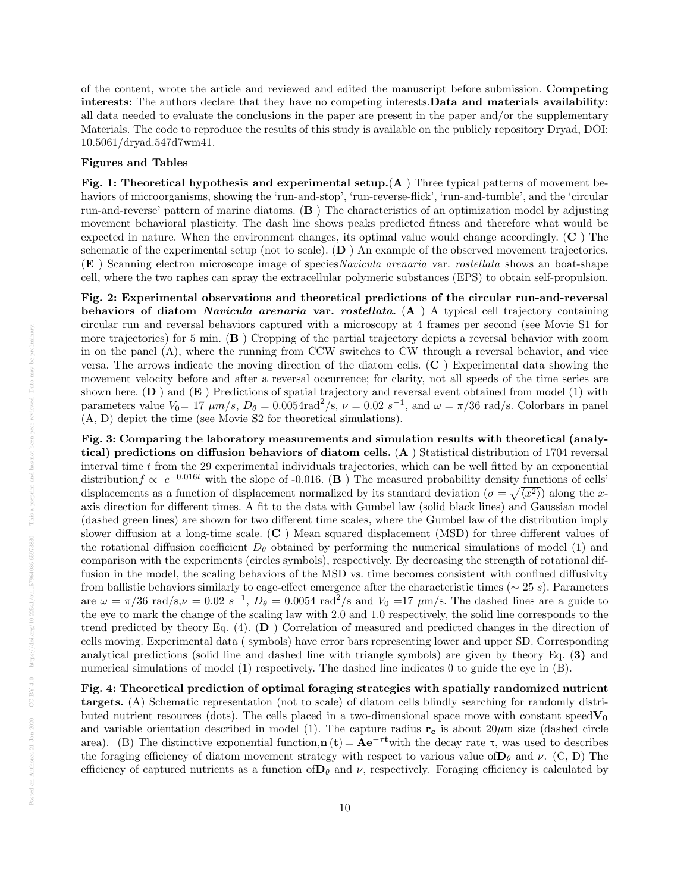of the content, wrote the article and reviewed and edited the manuscript before submission. **Competing interests:** The authors declare that they have no competing interests.**Data and materials availability:** all data needed to evaluate the conclusions in the paper are present in the paper and/or the supplementary Materials. The code to reproduce the results of this study is available on the publicly repository Dryad, DOI: 10.5061/dryad.547d7wm41.

**Figures and Tables**

**Fig. 1: Theoretical hypothesis and experimental setup.**(**A** ) Three typical patterns of movement behaviors of microorganisms, showing the 'run-and-stop', 'run-reverse-flick', 'run-and-tumble', and the 'circular run-and-reverse' pattern of marine diatoms. (**B** ) The characteristics of an optimization model by adjusting movement behavioral plasticity. The dash line shows peaks predicted fitness and therefore what would be expected in nature. When the environment changes, its optimal value would change accordingly. (**C** ) The schematic of the experimental setup (not to scale). (**D** ) An example of the observed movement trajectories. (**E** ) Scanning electron microscope image of species*Navicula arenaria* var. *rostellata* shows an boat-shape cell, where the two raphes can spray the extracellular polymeric substances (EPS) to obtain self-propulsion.

**Fig. 2: Experimental observations and theoretical predictions of the circular run-and-reversal behaviors of diatom *Navicula arenaria* var. *rostellata*.** (**A** ) A typical cell trajectory containing circular run and reversal behaviors captured with a microscopy at 4 frames per second (see Movie S1 for more trajectories) for 5 min. (**B** ) Cropping of the partial trajectory depicts a reversal behavior with zoom in on the panel (A), where the running from CCW switches to CW through a reversal behavior, and vice versa. The arrows indicate the moving direction of the diatom cells. (**C** ) Experimental data showing the movement velocity before and after a reversal occurrence; for clarity, not all speeds of the time series are shown here. (**D** ) and (**E** ) Predictions of spatial trajectory and reversal event obtained from model (1) with parameters value $V_0$= 17 $\mu m/s$, $D_\theta = 0.0054\text{rad}^2/\text{s}$, $\nu = 0.02\ s^{-1}$, and $\omega = \pi/36$ rad/s. Colorbars in panel (A, D) depict the time (see Movie S2 for theoretical simulations).

**Fig. 3: Comparing the laboratory measurements and simulation results with theoretical (analytical) predictions on diffusion behaviors of diatom cells.** (**A** ) Statistical distribution of 1704 reversal interval time $t$ from the 29 experimental individuals trajectories, which can be well fitted by an exponential distribution$f \propto\ e^{-0.016t}$ with the slope of -0.016. (**B** ) The measured probability density functions of cells' displacements as a function of displacement normalized by its standard deviation ($\sigma = \sqrt{\langle x^2\rangle}$) along the $x$-axis direction for different times. A fit to the data with Gumbel law (solid black lines) and Gaussian model (dashed green lines) are shown for two different time scales, where the Gumbel law of the distribution imply slower diffusion at a long-time scale. (**C** ) Mean squared displacement (MSD) for three different values of the rotational diffusion coefficient $D_\theta$ obtained by performing the numerical simulations of model (1) and comparison with the experiments (circles symbols), respectively. By decreasing the strength of rotational diffusion in the model, the scaling behaviors of the MSD vs. time becomes consistent with confined diffusivity from ballistic behaviors similarly to cage-effect emergence after the characteristic times ($\sim 25\ s$). Parameters are $\omega = \pi/36$ rad/s,$\nu = 0.02\ s^{-1}$, $D_\theta = 0.0054$ rad$^2$/s and $V_0$ =17 $\mu$m/s. The dashed lines are a guide to the eye to mark the change of the scaling law with 2.0 and 1.0 respectively, the solid line corresponds to the trend predicted by theory Eq. (4). (**D** ) Correlation of measured and predicted changes in the direction of cells moving. Experimental data ( symbols) have error bars representing lower and upper SD. Corresponding analytical predictions (solid line and dashed line with triangle symbols) are given by theory Eq. (**3**) and numerical simulations of model (1) respectively. The dashed line indicates 0 to guide the eye in (B).

**Fig. 4: Theoretical prediction of optimal foraging strategies with spatially randomized nutrient targets.** (A) Schematic representation (not to scale) of diatom cells blindly searching for randomly distributed nutrient resources (dots). The cells placed in a two-dimensional space move with constant speed$\mathbf{V_0}$ and variable orientation described in model (1). The capture radius $\mathbf{r_c}$ is about 20$\mu$m size (dashed circle area). (B) The distinctive exponential function,$\mathbf{n}\left(\mathbf{t}\right) = \mathbf{A}\mathbf{e}^{-\tau\mathbf{t}}$with the decay rate $\tau$, was used to describes the foraging efficiency of diatom movement strategy with respect to various value of$\mathbf{D}_\theta$ and $\nu$. (C, D) The efficiency of captured nutrients as a function of$\mathbf{D}_\theta$ and $\nu$, respectively. Foraging efficiency is calculated by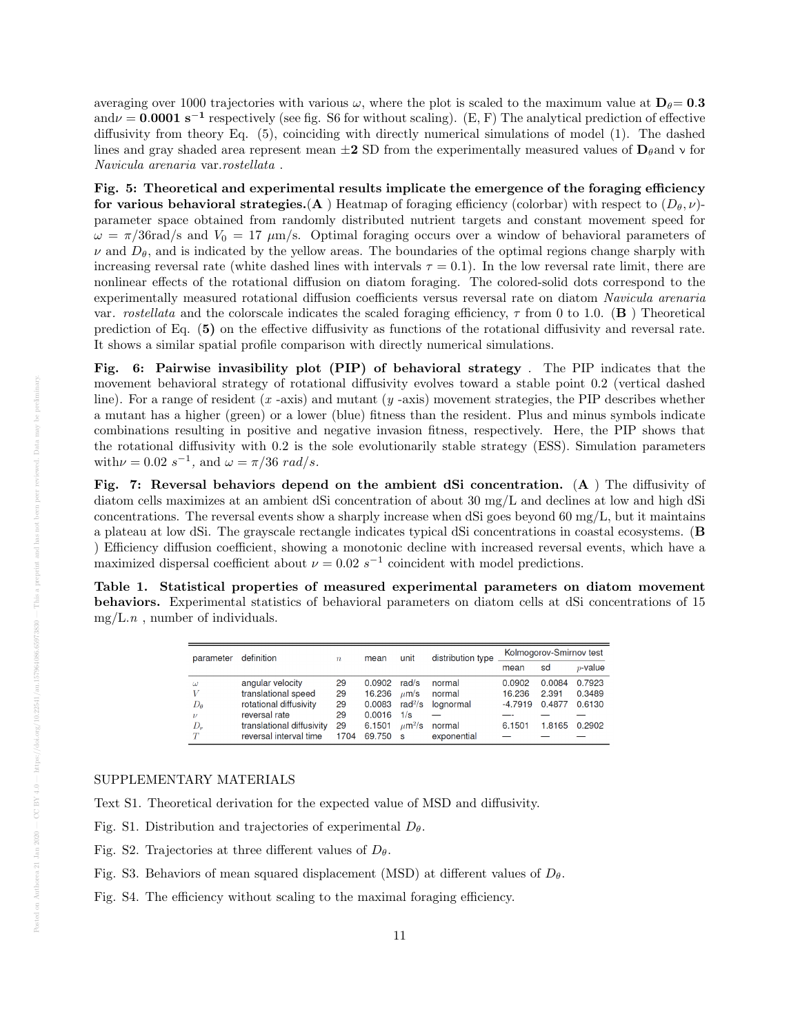averaging over 1000 trajectories with various $\omega$, where the plot is scaled to the maximum value at $\mathbf{D}_\theta = \mathbf{0.3}$ and $\nu = \mathbf{0.0001}\ \mathbf{s^{-1}}$ respectively (see fig. S6 for without scaling). (E, F) The analytical prediction of effective diffusivity from theory Eq. (5), coinciding with directly numerical simulations of model (1). The dashed lines and gray shaded area represent mean $\pm\mathbf{2}$ SD from the experimentally measured values of $\mathbf{D}_\theta$ and ν for *Navicula arenaria* var. *rostellata* .

**Fig. 5: Theoretical and experimental results implicate the emergence of the foraging efficiency for various behavioral strategies.** (**A** ) Heatmap of foraging efficiency (colorbar) with respect to $(D_\theta, \nu)$-parameter space obtained from randomly distributed nutrient targets and constant movement speed for $\omega = \pi/36$rad/s and $V_0 = 17\ \mu$m/s. Optimal foraging occurs over a window of behavioral parameters of $\nu$ and $D_\theta$, and is indicated by the yellow areas. The boundaries of the optimal regions change sharply with increasing reversal rate (white dashed lines with intervals $\tau = 0.1$). In the low reversal rate limit, there are nonlinear effects of the rotational diffusion on diatom foraging. The colored-solid dots correspond to the experimentally measured rotational diffusion coefficients versus reversal rate on diatom *Navicula arenaria* var. *rostellata* and the colorscale indicates the scaled foraging efficiency, $\tau$ from 0 to 1.0. (**B** ) Theoretical prediction of Eq. (**5**) on the effective diffusivity as functions of the rotational diffusivity and reversal rate. It shows a similar spatial profile comparison with directly numerical simulations.

**Fig. 6: Pairwise invasibility plot (PIP) of behavioral strategy** . The PIP indicates that the movement behavioral strategy of rotational diffusivity evolves toward a stable point 0.2 (vertical dashed line). For a range of resident ($x$ -axis) and mutant ($y$ -axis) movement strategies, the PIP describes whether a mutant has a higher (green) or a lower (blue) fitness than the resident. Plus and minus symbols indicate combinations resulting in positive and negative invasion fitness, respectively. Here, the PIP shows that the rotational diffusivity with 0.2 is the sole evolutionarily stable strategy (ESS). Simulation parameters with $\nu = 0.02\ s^{-1}$, and $\omega = \pi/36\ rad/s$.

**Fig. 7: Reversal behaviors depend on the ambient dSi concentration.** (**A** ) The diffusivity of diatom cells maximizes at an ambient dSi concentration of about 30 mg/L and declines at low and high dSi concentrations. The reversal events show a sharply increase when dSi goes beyond 60 mg/L, but it maintains a plateau at low dSi. The grayscale rectangle indicates typical dSi concentrations in coastal ecosystems. (**B** ) Efficiency diffusion coefficient, showing a monotonic decline with increased reversal events, which have a maximized dispersal coefficient about $\nu = 0.02\ s^{-1}$ coincident with model predictions.

**Table 1. Statistical properties of measured experimental parameters on diatom movement behaviors.** Experimental statistics of behavioral parameters on diatom cells at dSi concentrations of 15 mg/L.$n$ , number of individuals.

| parameter | definition | $n$ | mean | unit | distribution type | Kolmogorov-Smirnov test | | |
|---|---|---|---|---|---|---|---|---|
| | | | | | | mean | sd | $p$-value |
| $\omega$ | angular velocity | 29 | 0.0902 | rad/s | normal | 0.0902 | 0.0084 | 0.7923 |
| $V$ | translational speed | 29 | 16.236 | $\mu$m/s | normal | 16.236 | 2.391 | 0.3489 |
| $D_\theta$ | rotational diffusivity | 29 | 0.0083 | rad²/s | lognormal | -4.7919 | 0.4877 | 0.6130 |
| $\nu$ | reversal rate | 29 | 0.0016 | 1/s | — | —- | — | — |
| $D_r$ | translational diffusivity | 29 | 6.1501 | $\mu$m²/s | normal | 6.1501 | 1.8165 | 0.2902 |
| $T$ | reversal interval time | 1704 | 69.750 | s | exponential | — | — | — |

SUPPLEMENTARY MATERIALS

Text S1. Theoretical derivation for the expected value of MSD and diffusivity.

Fig. S1. Distribution and trajectories of experimental $D_\theta$.

Fig. S2. Trajectories at three different values of $D_\theta$.

Fig. S3. Behaviors of mean squared displacement (MSD) at different values of $D_\theta$.

Fig. S4. The efficiency without scaling to the maximal foraging efficiency.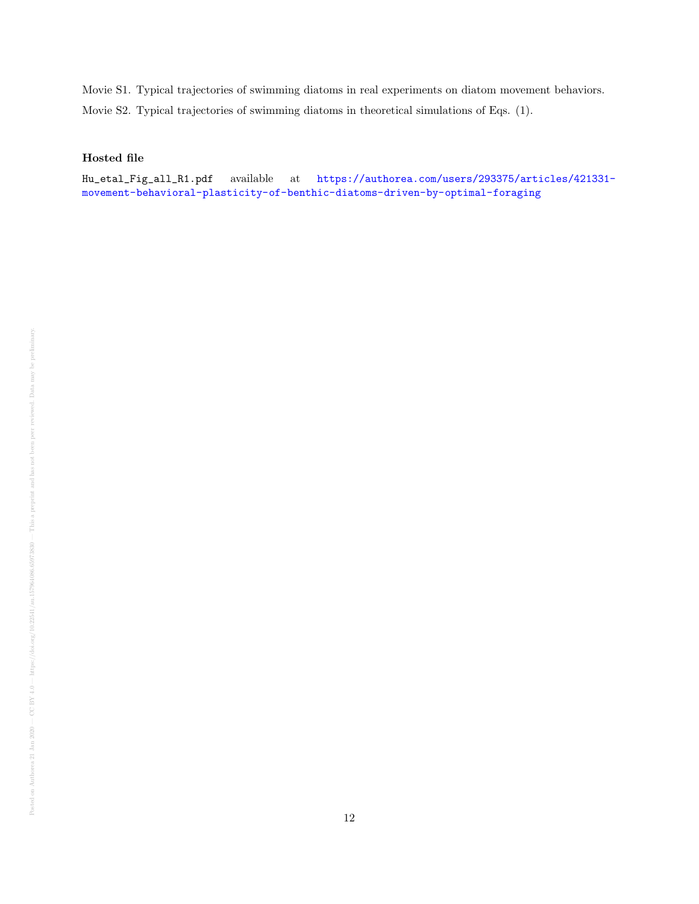Movie S1. Typical trajectories of swimming diatoms in real experiments on diatom movement behaviors.

Movie S2. Typical trajectories of swimming diatoms in theoretical simulations of Eqs. (1).

**Hosted file**

`Hu_etal_Fig_all_R1.pdf` available at https://authorea.com/users/293375/articles/421331-movement-behavioral-plasticity-of-benthic-diatoms-driven-by-optimal-foraging